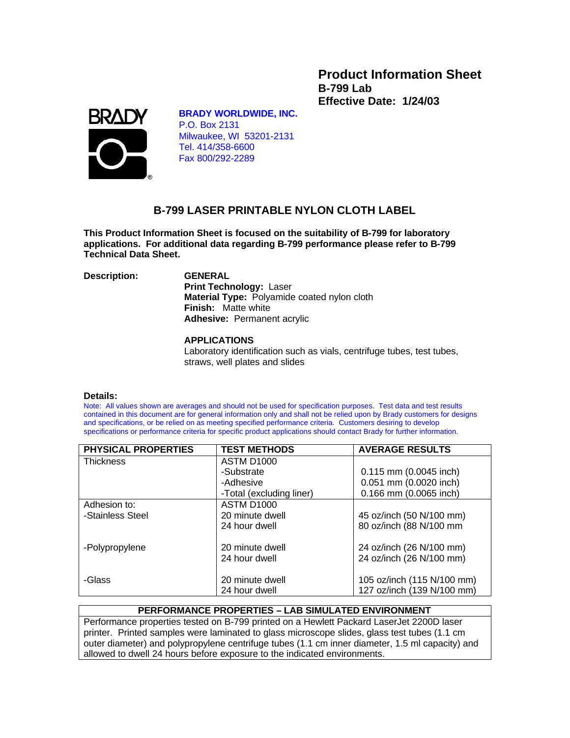# Product Information Sheet
**B-799 Lab**
**Effective Date: 1/24/03**

BRADY

**BRADY WORLDWIDE, INC.**
P.O. Box 2131
Milwaukee, WI 53201-2131
Tel. 414/358-6600
Fax 800/292-2289

## B-799 LASER PRINTABLE NYLON CLOTH LABEL

**This Product Information Sheet is focused on the suitability of B-799 for laboratory applications. For additional data regarding B-799 performance please refer to B-799 Technical Data Sheet.**

**Description:**

**GENERAL**
**Print Technology:** Laser
**Material Type:** Polyamide coated nylon cloth
**Finish:** Matte white
**Adhesive:** Permanent acrylic

**APPLICATIONS**
Laboratory identification such as vials, centrifuge tubes, test tubes, straws, well plates and slides

**Details:**

Note: All values shown are averages and should not be used for specification purposes. Test data and test results contained in this document are for general information only and shall not be relied upon by Brady customers for designs and specifications, or be relied on as meeting specified performance criteria. Customers desiring to develop specifications or performance criteria for specific product applications should contact Brady for further information.

| PHYSICAL PROPERTIES | TEST METHODS | AVERAGE RESULTS |
|---|---|---|
| Thickness | ASTM D1000 | |
| | -Substrate | 0.115 mm (0.0045 inch) |
| | -Adhesive | 0.051 mm (0.0020 inch) |
| | -Total (excluding liner) | 0.166 mm (0.0065 inch) |
| Adhesion to: | ASTM D1000 | |
| -Stainless Steel | 20 minute dwell | 45 oz/inch (50 N/100 mm) |
| | 24 hour dwell | 80 oz/inch (88 N/100 mm |
| -Polypropylene | 20 minute dwell | 24 oz/inch (26 N/100 mm) |
| | 24 hour dwell | 24 oz/inch (26 N/100 mm) |
| -Glass | 20 minute dwell | 105 oz/inch (115 N/100 mm) |
| | 24 hour dwell | 127 oz/inch (139 N/100 mm) |

| PERFORMANCE PROPERTIES – LAB SIMULATED ENVIRONMENT |
|---|
| Performance properties tested on B-799 printed on a Hewlett Packard LaserJet 2200D laser printer. Printed samples were laminated to glass microscope slides, glass test tubes (1.1 cm outer diameter) and polypropylene centrifuge tubes (1.1 cm inner diameter, 1.5 ml capacity) and allowed to dwell 24 hours before exposure to the indicated environments. |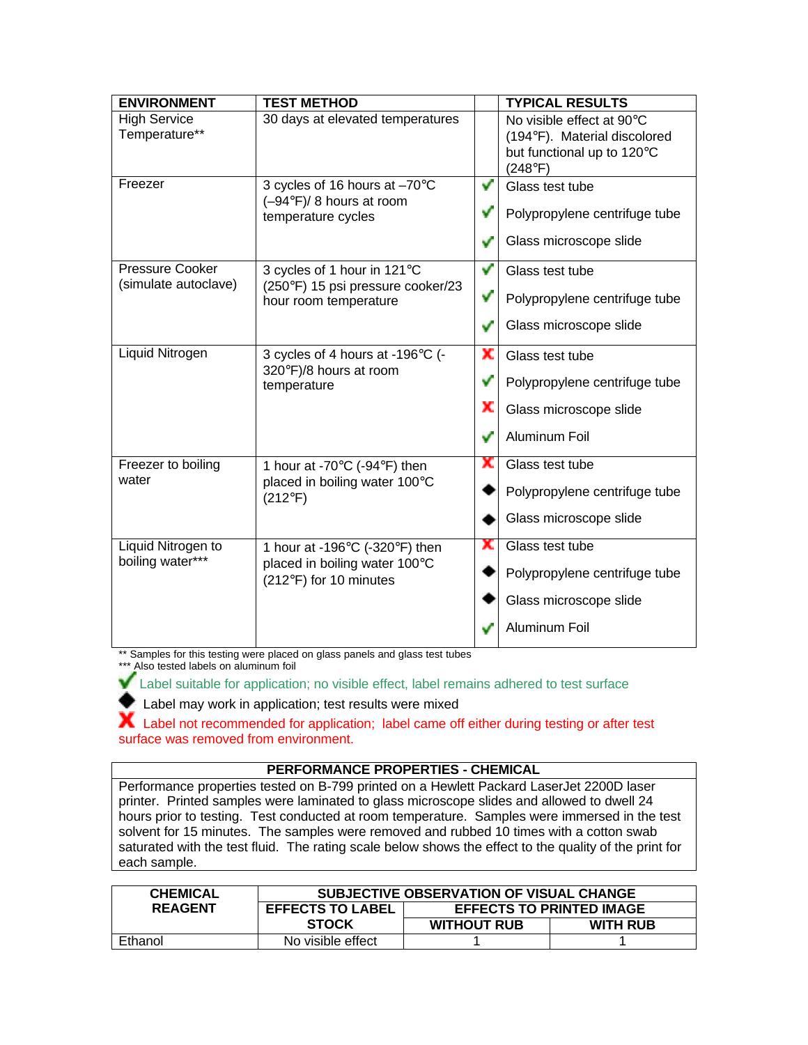| ENVIRONMENT | TEST METHOD | | TYPICAL RESULTS |
|---|---|---|---|
| High Service Temperature** | 30 days at elevated temperatures | | No visible effect at 90°C (194°F). Material discolored but functional up to 120°C (248°F) |
| Freezer | 3 cycles of 16 hours at –70°C (–94°F)/ 8 hours at room temperature cycles | ✔ | Glass test tube |
| | | ✔ | Polypropylene centrifuge tube |
| | | ✔ | Glass microscope slide |
| Pressure Cooker (simulate autoclave) | 3 cycles of 1 hour in 121°C (250°F) 15 psi pressure cooker/23 hour room temperature | ✔ | Glass test tube |
| | | ✔ | Polypropylene centrifuge tube |
| | | ✔ | Glass microscope slide |
| Liquid Nitrogen | 3 cycles of 4 hours at -196°C (-320°F)/8 hours at room temperature | ✘ | Glass test tube |
| | | ✔ | Polypropylene centrifuge tube |
| | | ✘ | Glass microscope slide |
| | | ✔ | Aluminum Foil |
| Freezer to boiling water | 1 hour at -70°C (-94°F) then placed in boiling water 100°C (212°F) | ✘ | Glass test tube |
| | | ◆ | Polypropylene centrifuge tube |
| | | ◆ | Glass microscope slide |
| Liquid Nitrogen to boiling water*** | 1 hour at -196°C (-320°F) then placed in boiling water 100°C (212°F) for 10 minutes | ✘ | Glass test tube |
| | | ◆ | Polypropylene centrifuge tube |
| | | ◆ | Glass microscope slide |
| | | ✔ | Aluminum Foil |

** Samples for this testing were placed on glass panels and glass test tubes
*** Also tested labels on aluminum foil

✔ Label suitable for application; no visible effect, label remains adhered to test surface

◆ Label may work in application; test results were mixed

✘ Label not recommended for application; label came off either during testing or after test surface was removed from environment.

| PERFORMANCE PROPERTIES - CHEMICAL |
|---|
| Performance properties tested on B-799 printed on a Hewlett Packard LaserJet 2200D laser printer. Printed samples were laminated to glass microscope slides and allowed to dwell 24 hours prior to testing. Test conducted at room temperature. Samples were immersed in the test solvent for 15 minutes. The samples were removed and rubbed 10 times with a cotton swab saturated with the test fluid. The rating scale below shows the effect to the quality of the print for each sample. |

| CHEMICAL REAGENT | SUBJECTIVE OBSERVATION OF VISUAL CHANGE | | |
|---|---|---|---|
| | EFFECTS TO LABEL STOCK | EFFECTS TO PRINTED IMAGE | |
| | | WITHOUT RUB | WITH RUB |
| Ethanol | No visible effect | 1 | 1 |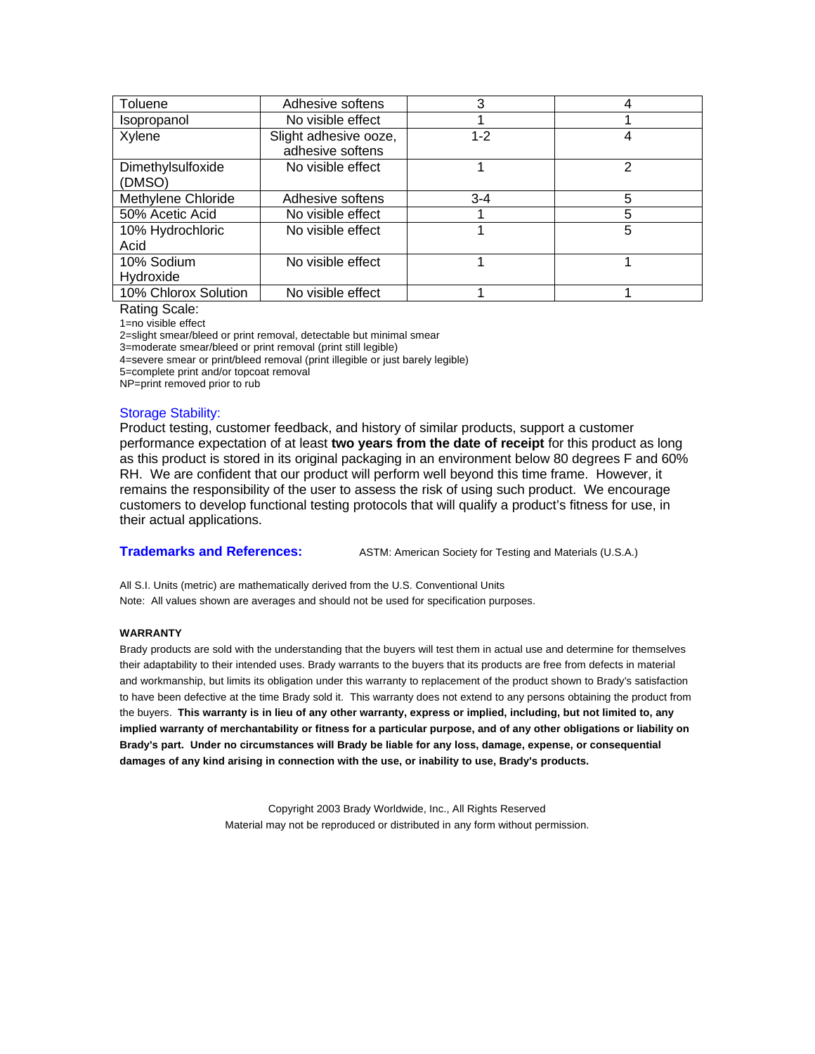| | | | |
|---|---|---|---|
| Toluene | Adhesive softens | 3 | 4 |
| Isopropanol | No visible effect | 1 | 1 |
| Xylene | Slight adhesive ooze, adhesive softens | 1-2 | 4 |
| Dimethylsulfoxide (DMSO) | No visible effect | 1 | 2 |
| Methylene Chloride | Adhesive softens | 3-4 | 5 |
| 50% Acetic Acid | No visible effect | 1 | 5 |
| 10% Hydrochloric Acid | No visible effect | 1 | 5 |
| 10% Sodium Hydroxide | No visible effect | 1 | 1 |
| 10% Chlorox Solution | No visible effect | 1 | 1 |

Rating Scale:

1=no visible effect
2=slight smear/bleed or print removal, detectable but minimal smear
3=moderate smear/bleed or print removal (print still legible)
4=severe smear or print/bleed removal (print illegible or just barely legible)
5=complete print and/or topcoat removal
NP=print removed prior to rub

## Storage Stability:

Product testing, customer feedback, and history of similar products, support a customer performance expectation of at least **two years from the date of receipt** for this product as long as this product is stored in its original packaging in an environment below 80 degrees F and 60% RH. We are confident that our product will perform well beyond this time frame. However, it remains the responsibility of the user to assess the risk of using such product. We encourage customers to develop functional testing protocols that will qualify a product's fitness for use, in their actual applications.

## Trademarks and References:

ASTM: American Society for Testing and Materials (U.S.A.)

All S.I. Units (metric) are mathematically derived from the U.S. Conventional Units
Note: All values shown are averages and should not be used for specification purposes.

### WARRANTY

Brady products are sold with the understanding that the buyers will test them in actual use and determine for themselves their adaptability to their intended uses. Brady warrants to the buyers that its products are free from defects in material and workmanship, but limits its obligation under this warranty to replacement of the product shown to Brady's satisfaction to have been defective at the time Brady sold it. This warranty does not extend to any persons obtaining the product from the buyers. **This warranty is in lieu of any other warranty, express or implied, including, but not limited to, any implied warranty of merchantability or fitness for a particular purpose, and of any other obligations or liability on Brady's part. Under no circumstances will Brady be liable for any loss, damage, expense, or consequential damages of any kind arising in connection with the use, or inability to use, Brady's products.**

Copyright 2003 Brady Worldwide, Inc., All Rights Reserved
Material may not be reproduced or distributed in any form without permission.